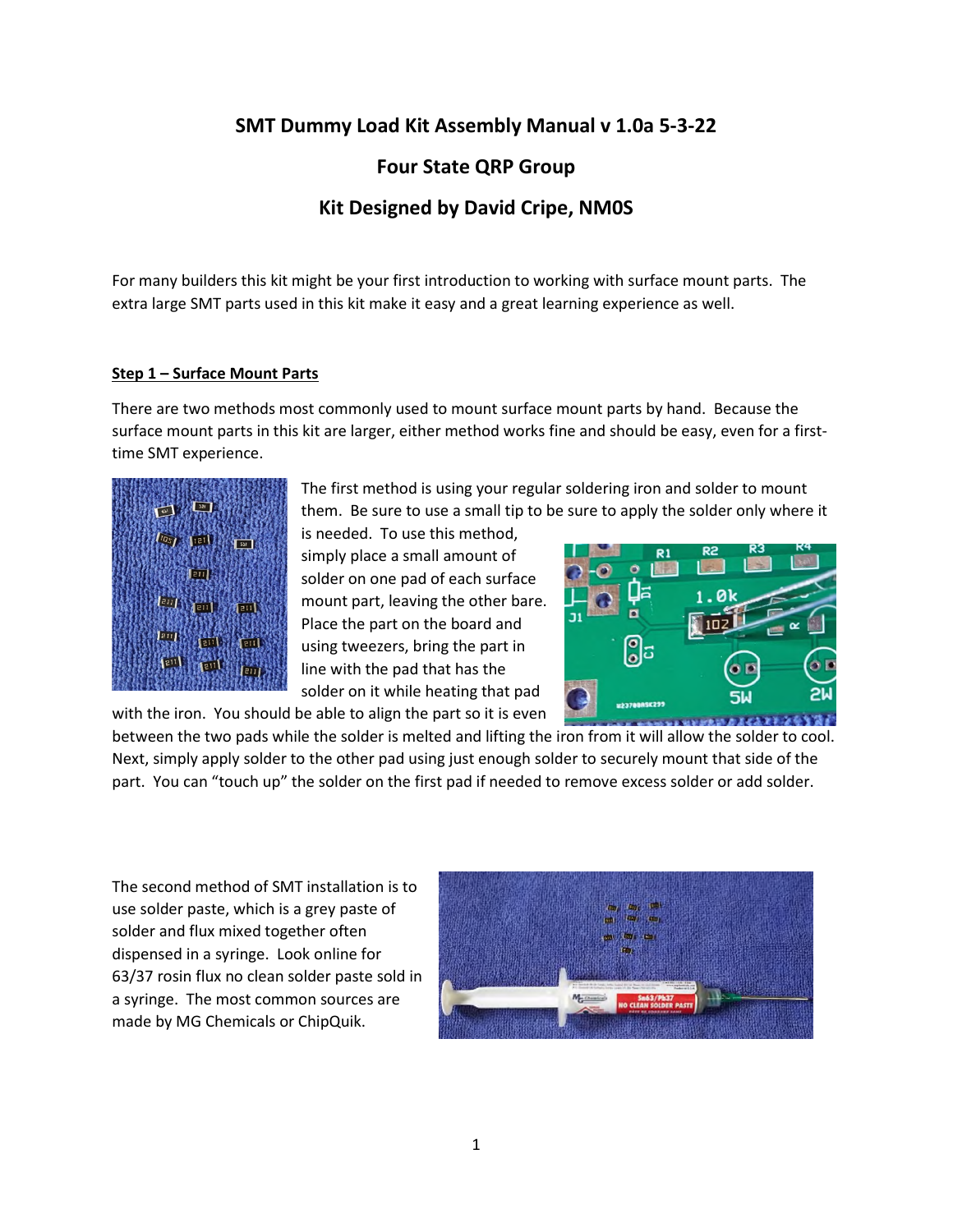# SMT Dummy Load Kit Assembly Manual v 1.0a 5-3-22

## Four State QRP Group

## Kit Designed by David Cripe, NM0S

For many builders this kit might be your first introduction to working with surface mount parts. The extra large SMT parts used in this kit make it easy and a great learning experience as well.

### Step 1 – Surface Mount Parts

There are two methods most commonly used to mount surface mount parts by hand. Because the surface mount parts in this kit are larger, either method works fine and should be easy, even for a first-time SMT experience.

The first method is using your regular soldering iron and solder to mount them. Be sure to use a small tip to be sure to apply the solder only where it is needed. To use this method, simply place a small amount of solder on one pad of each surface mount part, leaving the other bare. Place the part on the board and using tweezers, bring the part in line with the pad that has the solder on it while heating that pad with the iron. You should be able to align the part so it is even between the two pads while the solder is melted and lifting the iron from it will allow the solder to cool. Next, simply apply solder to the other pad using just enough solder to securely mount that side of the part. You can "touch up" the solder on the first pad if needed to remove excess solder or add solder.

The second method of SMT installation is to use solder paste, which is a grey paste of solder and flux mixed together often dispensed in a syringe. Look online for 63/37 rosin flux no clean solder paste sold in a syringe. The most common sources are made by MG Chemicals or ChipQuik.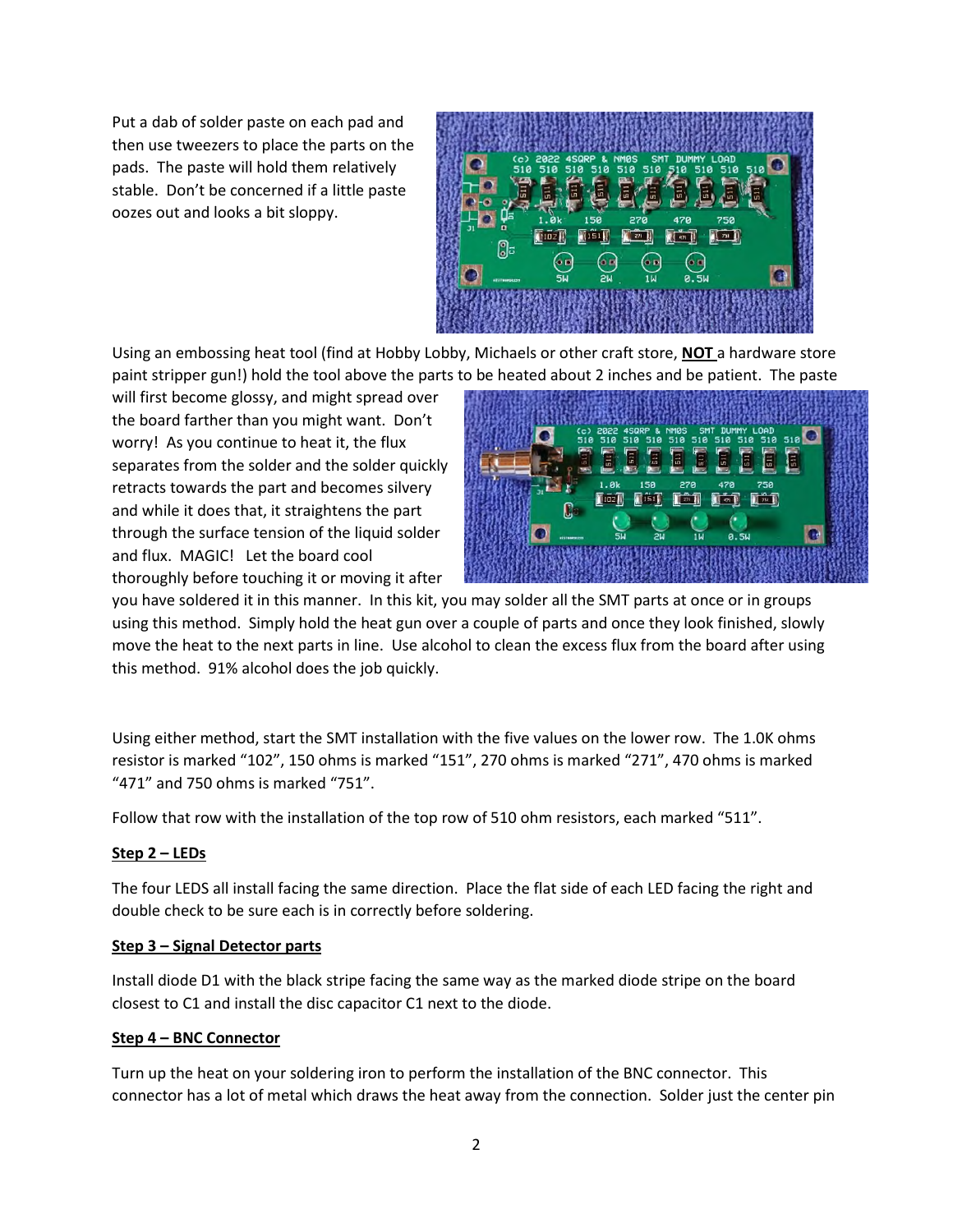Put a dab of solder paste on each pad and then use tweezers to place the parts on the pads. The paste will hold them relatively stable. Don't be concerned if a little paste oozes out and looks a bit sloppy.

Using an embossing heat tool (find at Hobby Lobby, Michaels or other craft store, **NOT** a hardware store paint stripper gun!) hold the tool above the parts to be heated about 2 inches and be patient. The paste will first become glossy, and might spread over the board farther than you might want. Don't worry! As you continue to heat it, the flux separates from the solder and the solder quickly retracts towards the part and becomes silvery and while it does that, it straightens the part through the surface tension of the liquid solder and flux. MAGIC! Let the board cool thoroughly before touching it or moving it after you have soldered it in this manner. In this kit, you may solder all the SMT parts at once or in groups using this method. Simply hold the heat gun over a couple of parts and once they look finished, slowly move the heat to the next parts in line. Use alcohol to clean the excess flux from the board after using this method. 91% alcohol does the job quickly.

Using either method, start the SMT installation with the five values on the lower row. The 1.0K ohms resistor is marked "102", 150 ohms is marked "151", 270 ohms is marked "271", 470 ohms is marked "471" and 750 ohms is marked "751".

Follow that row with the installation of the top row of 510 ohm resistors, each marked "511".

**Step 2 – LEDs**

The four LEDS all install facing the same direction. Place the flat side of each LED facing the right and double check to be sure each is in correctly before soldering.

**Step 3 – Signal Detector parts**

Install diode D1 with the black stripe facing the same way as the marked diode stripe on the board closest to C1 and install the disc capacitor C1 next to the diode.

**Step 4 – BNC Connector**

Turn up the heat on your soldering iron to perform the installation of the BNC connector. This connector has a lot of metal which draws the heat away from the connection. Solder just the center pin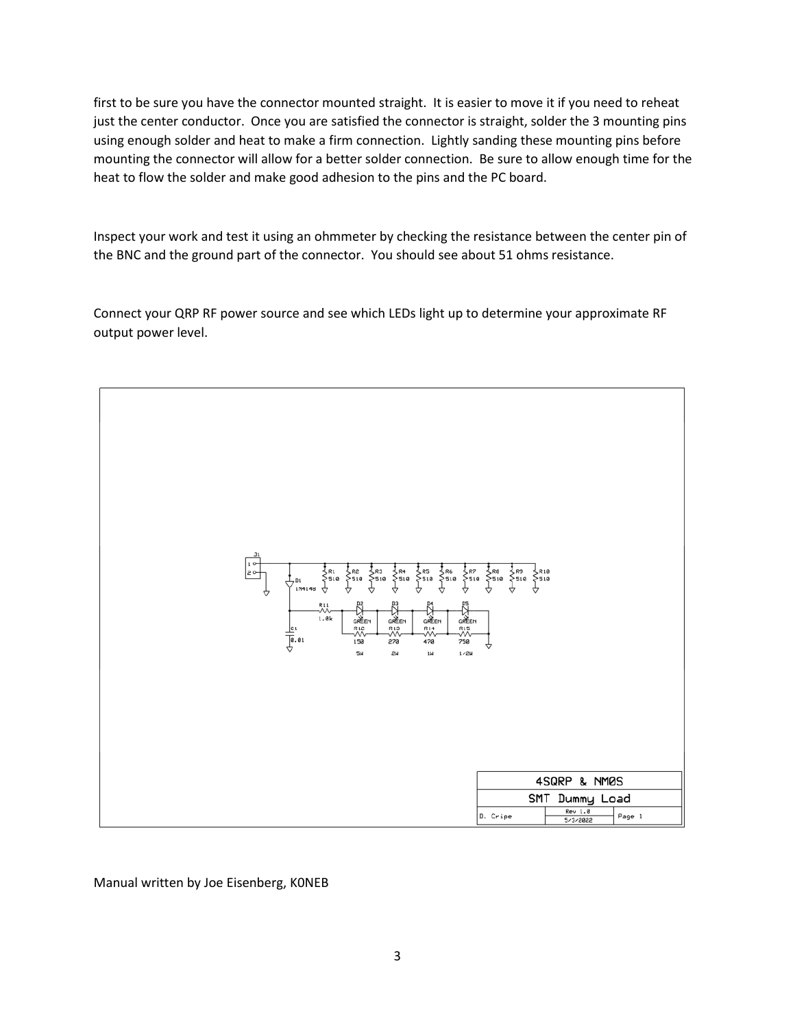first to be sure you have the connector mounted straight. It is easier to move it if you need to reheat just the center conductor. Once you are satisfied the connector is straight, solder the 3 mounting pins using enough solder and heat to make a firm connection. Lightly sanding these mounting pins before mounting the connector will allow for a better solder connection. Be sure to allow enough time for the heat to flow the solder and make good adhesion to the pins and the PC board.

Inspect your work and test it using an ohmmeter by checking the resistance between the center pin of the BNC and the ground part of the connector. You should see about 51 ohms resistance.

Connect your QRP RF power source and see which LEDs light up to determine your approximate RF output power level.

J1

R1 510, R2 510, R3 510, R4 510, R5 510, R6 510, R7 510, R8 510, R9 510, R10 510

D1 1N4148

R11 1.0k

C1 0.01

D2 GREEN, D3 GREEN, D4 GREEN, D5 GREEN

R12 150, R13 270, R14 470, R15 750

5W, 2W, 1W, 1/2W

4SQRP & NM0S

SMT Dummy Load

D. Cripe

Rev 1.0

5/3/2022

Page 1

Manual written by Joe Eisenberg, K0NEB